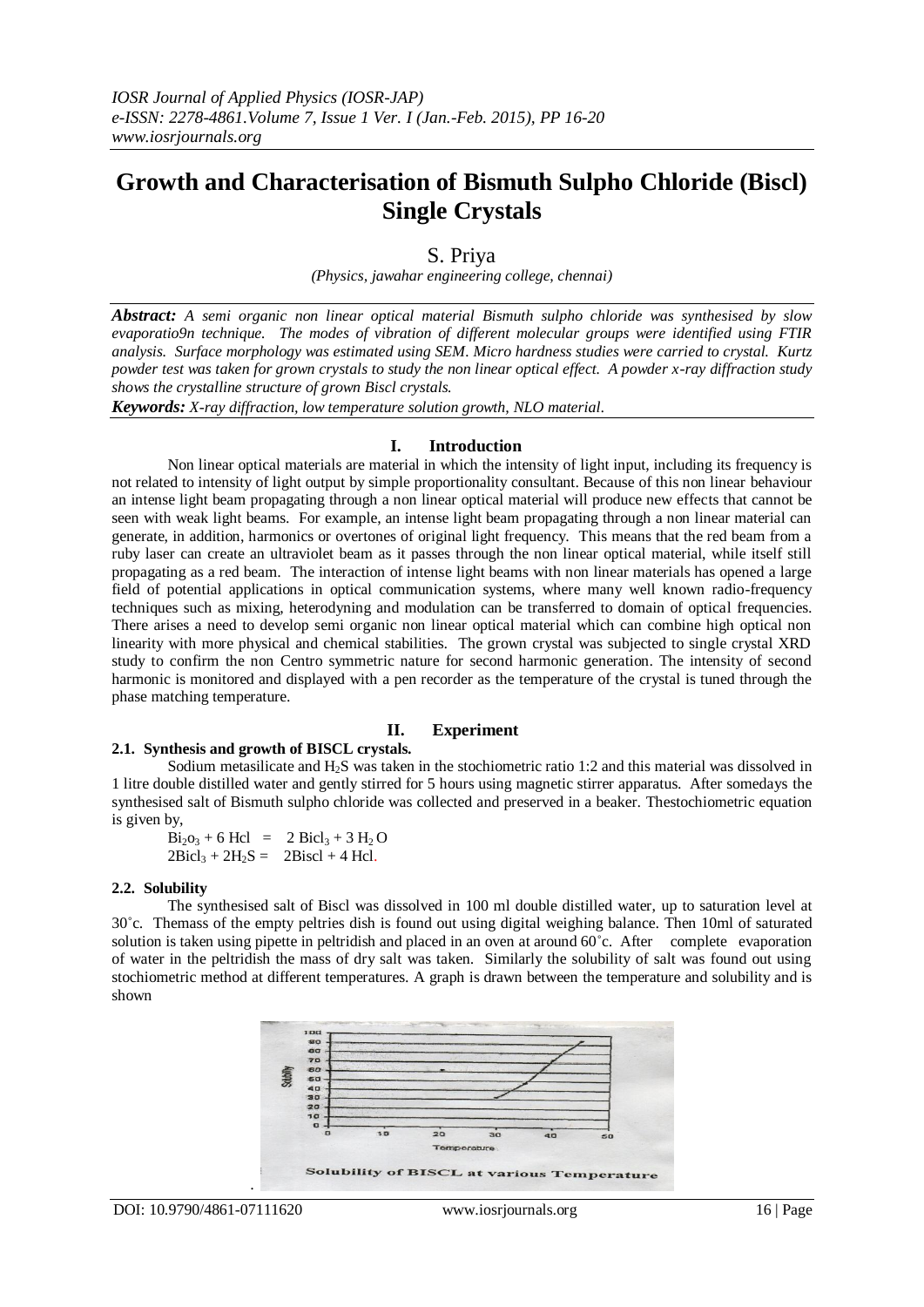# Growth and Characterisation of Bismuth Sulpho Chloride (Biscl) Single Crystals

S. Priya

*(Physics, jawahar engineering college, chennai)*

***Abstract:*** *A semi organic non linear optical material Bismuth sulpho chloride was synthesised by slow evaporatio9n technique. The modes of vibration of different molecular groups were identified using FTIR analysis. Surface morphology was estimated using SEM. Micro hardness studies were carried to crystal. Kurtz powder test was taken for grown crystals to study the non linear optical effect. A powder x-ray diffraction study shows the crystalline structure of grown Biscl crystals.*

***Keywords:*** *X-ray diffraction, low temperature solution growth, NLO material.*

## I. Introduction

Non linear optical materials are material in which the intensity of light input, including its frequency is not related to intensity of light output by simple proportionality consultant. Because of this non linear behaviour an intense light beam propagating through a non linear optical material will produce new effects that cannot be seen with weak light beams. For example, an intense light beam propagating through a non linear material can generate, in addition, harmonics or overtones of original light frequency. This means that the red beam from a ruby laser can create an ultraviolet beam as it passes through the non linear optical material, while itself still propagating as a red beam. The interaction of intense light beams with non linear materials has opened a large field of potential applications in optical communication systems, where many well known radio-frequency techniques such as mixing, heterodyning and modulation can be transferred to domain of optical frequencies. There arises a need to develop semi organic non linear optical material which can combine high optical non linearity with more physical and chemical stabilities. The grown crystal was subjected to single crystal XRD study to confirm the non Centro symmetric nature for second harmonic generation. The intensity of second harmonic is monitored and displayed with a pen recorder as the temperature of the crystal is tuned through the phase matching temperature.

## II. Experiment

### 2.1. Synthesis and growth of BISCL crystals.

Sodium metasilicate and $H_2S$ was taken in the stochiometric ratio 1:2 and this material was dissolved in 1 litre double distilled water and gently stirred for 5 hours using magnetic stirrer apparatus. After somedays the synthesised salt of Bismuth sulpho chloride was collected and preserved in a beaker. Thestochiometric equation is given by,

$Bi_2o_3 + 6\ Hcl\ =\ 2\ Bicl_3 + 3\ H_2O$

$2Bicl_3 + 2H_2S =\ 2Biscl + 4\ Hcl.$

### 2.2. Solubility

The synthesised salt of Biscl was dissolved in 100 ml double distilled water, up to saturation level at 30˚c. Themass of the empty peltries dish is found out using digital weighing balance. Then 10ml of saturated solution is taken using pipette in peltridish and placed in an oven at around 60˚c. After complete evaporation of water in the peltridish the mass of dry salt was taken. Similarly the solubility of salt was found out using stochiometric method at different temperatures. A graph is drawn between the temperature and solubility and is shown

Solubility of BISCL at various Temperature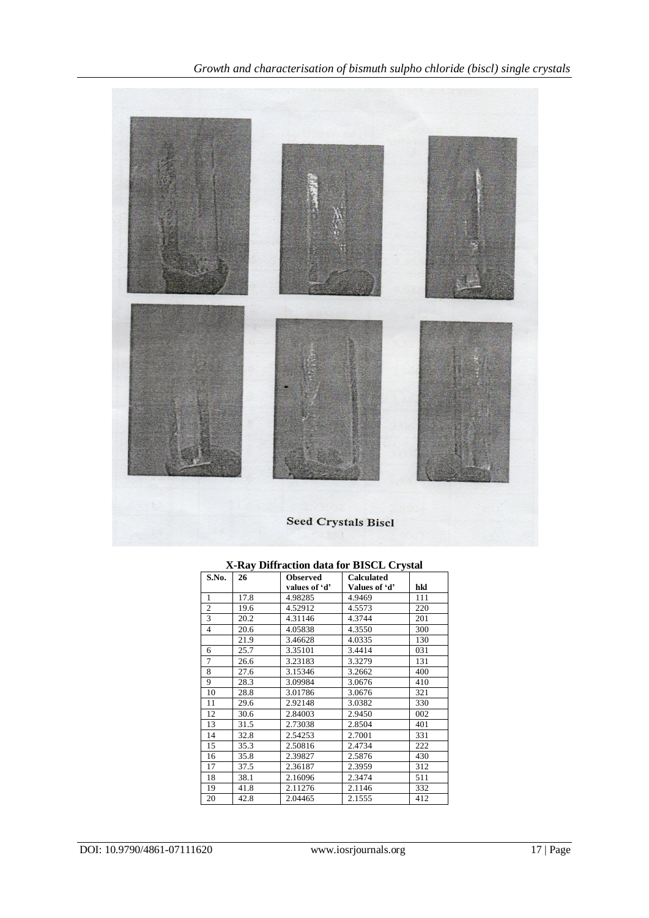Seed Crystals Biscl

**X-Ray Diffraction data for BISCL Crystal**

| S.No. | 26 | Observed values of 'd' | Calculated Values of 'd' | hkl |
|---|---|---|---|---|
| 1 | 17.8 | 4.98285 | 4.9469 | 111 |
| 2 | 19.6 | 4.52912 | 4.5573 | 220 |
| 3 | 20.2 | 4.31146 | 4.3744 | 201 |
| 4 | 20.6 | 4.05838 | 4.3550 | 300 |
| | 21.9 | 3.46628 | 4.0335 | 130 |
| 6 | 25.7 | 3.35101 | 3.4414 | 031 |
| 7 | 26.6 | 3.23183 | 3.3279 | 131 |
| 8 | 27.6 | 3.15346 | 3.2662 | 400 |
| 9 | 28.3 | 3.09984 | 3.0676 | 410 |
| 10 | 28.8 | 3.01786 | 3.0676 | 321 |
| 11 | 29.6 | 2.92148 | 3.0382 | 330 |
| 12 | 30.6 | 2.84003 | 2.9450 | 002 |
| 13 | 31.5 | 2.73038 | 2.8504 | 401 |
| 14 | 32.8 | 2.54253 | 2.7001 | 331 |
| 15 | 35.3 | 2.50816 | 2.4734 | 222 |
| 16 | 35.8 | 2.39827 | 2.5876 | 430 |
| 17 | 37.5 | 2.36187 | 2.3959 | 312 |
| 18 | 38.1 | 2.16096 | 2.3474 | 511 |
| 19 | 41.8 | 2.11276 | 2.1146 | 332 |
| 20 | 42.8 | 2.04465 | 2.1555 | 412 |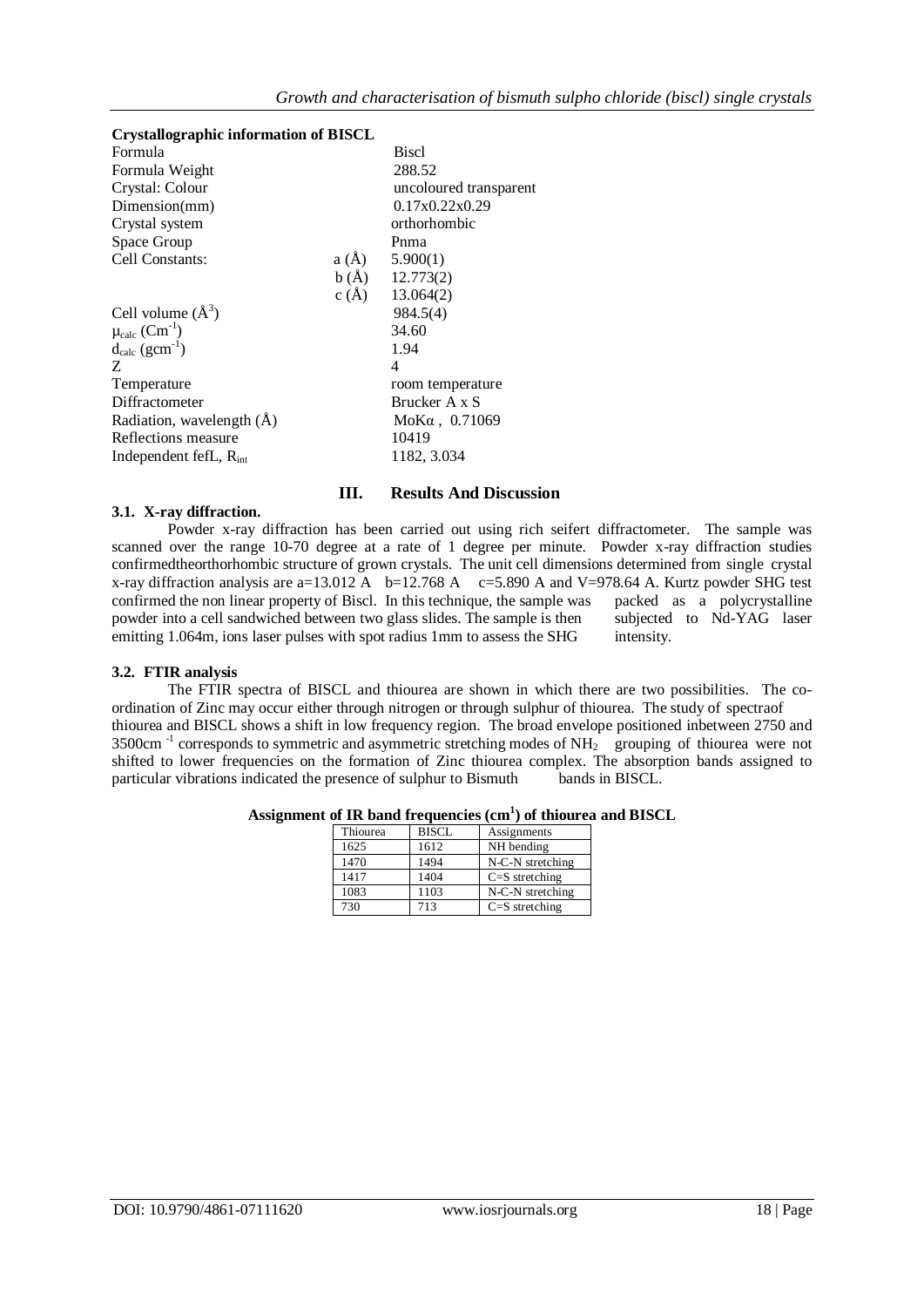**Crystallographic information of BISCL**

| | | |
|---|---|---|
| Formula | | Biscl |
| Formula Weight | | 288.52 |
| Crystal: Colour | | uncoloured transparent |
| Dimension(mm) | | 0.17x0.22x0.29 |
| Crystal system | | orthorhombic |
| Space Group | | Pnma |
| Cell Constants: | a (Å) | 5.900(1) |
| | b (Å) | 12.773(2) |
| | c (Å) | 13.064(2) |
| Cell volume (Å$^3$) | | 984.5(4) |
| $\mu_{calc}$ (Cm$^{-1}$) | | 34.60 |
| $d_{calc}$ (gcm$^{-1}$) | | 1.94 |
| Z | | 4 |
| Temperature | | room temperature |
| Diffractometer | | Brucker A x S |
| Radiation, wavelength (Å) | | MoKα , 0.71069 |
| Reflections measure | | 10419 |
| Independent fefL, $R_{int}$ | | 1182, 3.034 |

## III. Results And Discussion

### 3.1. X-ray diffraction.

Powder x-ray diffraction has been carried out using rich seifert diffractometer. The sample was scanned over the range 10-70 degree at a rate of 1 degree per minute. Powder x-ray diffraction studies confirmedtheorthorhombic structure of grown crystals. The unit cell dimensions determined from single crystal x-ray diffraction analysis are a=13.012 A b=12.768 A c=5.890 A and V=978.64 A. Kurtz powder SHG test confirmed the non linear property of Biscl. In this technique, the sample was packed as a polycrystalline powder into a cell sandwiched between two glass slides. The sample is then subjected to Nd-YAG laser emitting 1.064m, ions laser pulses with spot radius 1mm to assess the SHG intensity.

### 3.2. FTIR analysis

The FTIR spectra of BISCL and thiourea are shown in which there are two possibilities. The co-ordination of Zinc may occur either through nitrogen or through sulphur of thiourea. The study of spectraof thiourea and BISCL shows a shift in low frequency region. The broad envelope positioned inbetween 2750 and 3500cm $^{-1}$ corresponds to symmetric and asymmetric stretching modes of $NH_2$ grouping of thiourea were not shifted to lower frequencies on the formation of Zinc thiourea complex. The absorption bands assigned to particular vibrations indicated the presence of sulphur to Bismuth bands in BISCL.

**Assignment of IR band frequencies (cm$^1$) of thiourea and BISCL**

| Thiourea | BISCL | Assignments |
|---|---|---|
| 1625 | 1612 | NH bending |
| 1470 | 1494 | N-C-N stretching |
| 1417 | 1404 | C=S stretching |
| 1083 | 1103 | N-C-N stretching |
| 730 | 713 | C=S stretching |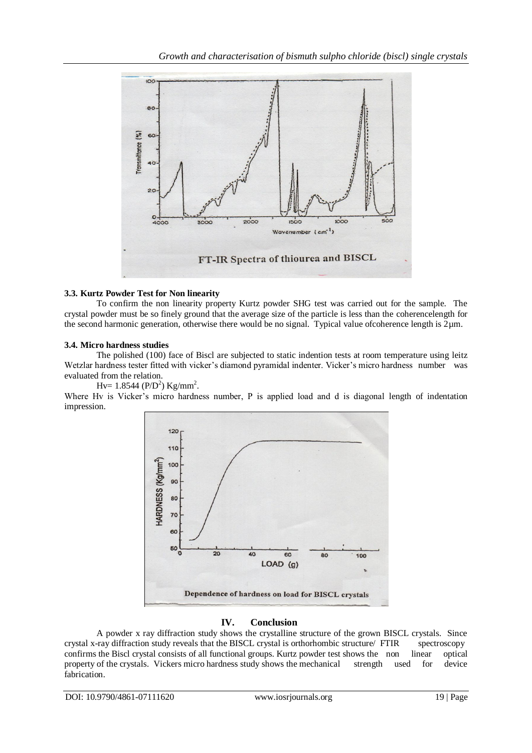FT-IR Spectra of thiourea and BISCL

### 3.3. Kurtz Powder Test for Non linearity

To confirm the non linearity property Kurtz powder SHG test was carried out for the sample. The crystal powder must be so finely ground that the average size of the particle is less than the coherencelength for the second harmonic generation, otherwise there would be no signal. Typical value ofcoherence length is 2µm.

### 3.4. Micro hardness studies

The polished (100) face of Biscl are subjected to static indention tests at room temperature using leitz Wetzlar hardness tester fitted with vicker's diamond pyramidal indenter. Vicker's micro hardness number was evaluated from the relation.

$Hv = 1.8544 \, (P/D^2) \, Kg/mm^2$.

Where Hv is Vicker's micro hardness number, P is applied load and d is diagonal length of indentation impression.

Dependence of hardness on load for BISCL crystals

## IV. Conclusion

A powder x ray diffraction study shows the crystalline structure of the grown BISCL crystals. Since crystal x-ray diffraction study reveals that the BISCL crystal is orthorhombic structure/ FTIR spectroscopy confirms the Biscl crystal consists of all functional groups. Kurtz powder test shows the non linear optical property of the crystals. Vickers micro hardness study shows the mechanical strength used for device fabrication.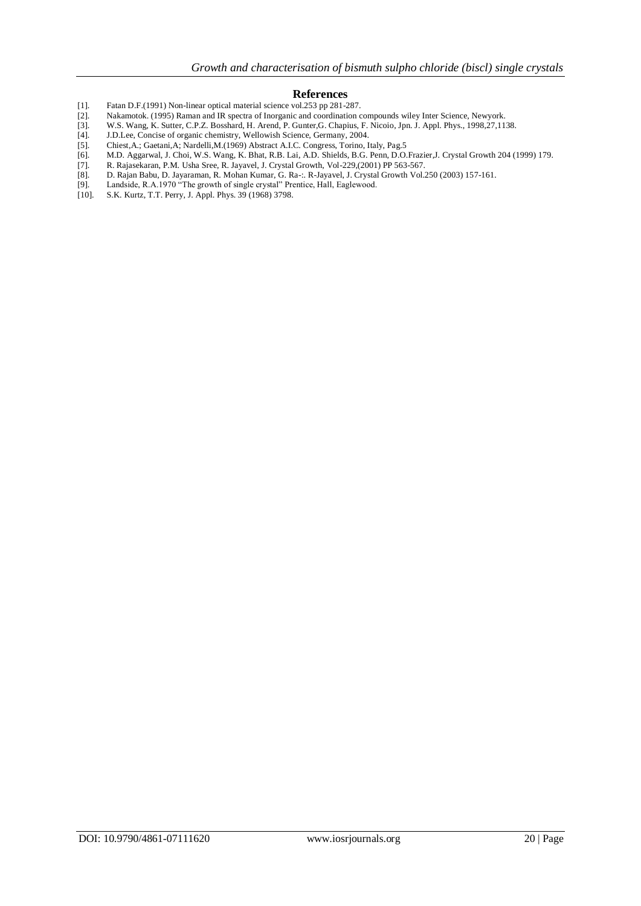## References

[1]. Fatan D.F.(1991) Non-linear optical material science vol.253 pp 281-287.
[2]. Nakamotok. (1995) Raman and IR spectra of Inorganic and coordination compounds wiley Inter Science, Newyork.
[3]. W.S. Wang, K. Sutter, C.P.Z. Bosshard, H. Arend, P. Gunter,G. Chapius, F. Nicoio, Jpn. J. Appl. Phys., 1998,27,1138.
[4]. J.D.Lee, Concise of organic chemistry, Wellowish Science, Germany, 2004.
[5]. Chiest,A.; Gaetani,A; Nardelli,M.(1969) Abstract A.I.C. Congress, Torino, Italy, Pag.5
[6]. M.D. Aggarwal, J. Choi, W.S. Wang, K. Bhat, R.B. Lai, A.D. Shields, B.G. Penn, D.O.Frazier,J. Crystal Growth 204 (1999) 179.
[7]. R. Rajasekaran, P.M. Usha Sree, R. Jayavel, J. Crystal Growth, Vol-229,(2001) PP 563-567.
[8]. D. Rajan Babu, D. Jayaraman, R. Mohan Kumar, G. Ra-:. R-Jayavel, J. Crystal Growth Vol.250 (2003) 157-161.
[9]. Landside, R.A.1970 "The growth of single crystal" Prentice, Hall, Eaglewood.
[10]. S.K. Kurtz, T.T. Perry, J. Appl. Phys. 39 (1968) 3798.